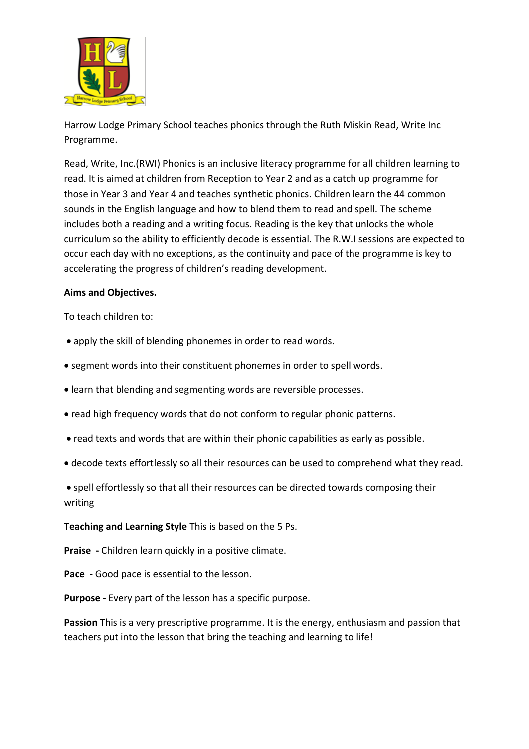Harrow Lodge Primary School teaches phonics through the Ruth Miskin Read, Write Inc Programme.

Read, Write, Inc.(RWI) Phonics is an inclusive literacy programme for all children learning to read. It is aimed at children from Reception to Year 2 and as a catch up programme for those in Year 3 and Year 4 and teaches synthetic phonics. Children learn the 44 common sounds in the English language and how to blend them to read and spell. The scheme includes both a reading and a writing focus. Reading is the key that unlocks the whole curriculum so the ability to efficiently decode is essential. The R.W.I sessions are expected to occur each day with no exceptions, as the continuity and pace of the programme is key to accelerating the progress of children's reading development.

**Aims and Objectives.**

To teach children to:

- apply the skill of blending phonemes in order to read words.
- segment words into their constituent phonemes in order to spell words.
- learn that blending and segmenting words are reversible processes.
- read high frequency words that do not conform to regular phonic patterns.
- read texts and words that are within their phonic capabilities as early as possible.
- decode texts effortlessly so all their resources can be used to comprehend what they read.
- spell effortlessly so that all their resources can be directed towards composing their writing

**Teaching and Learning Style** This is based on the 5 Ps.

**Praise** - Children learn quickly in a positive climate.

**Pace** - Good pace is essential to the lesson.

**Purpose -** Every part of the lesson has a specific purpose.

**Passion** This is a very prescriptive programme. It is the energy, enthusiasm and passion that teachers put into the lesson that bring the teaching and learning to life!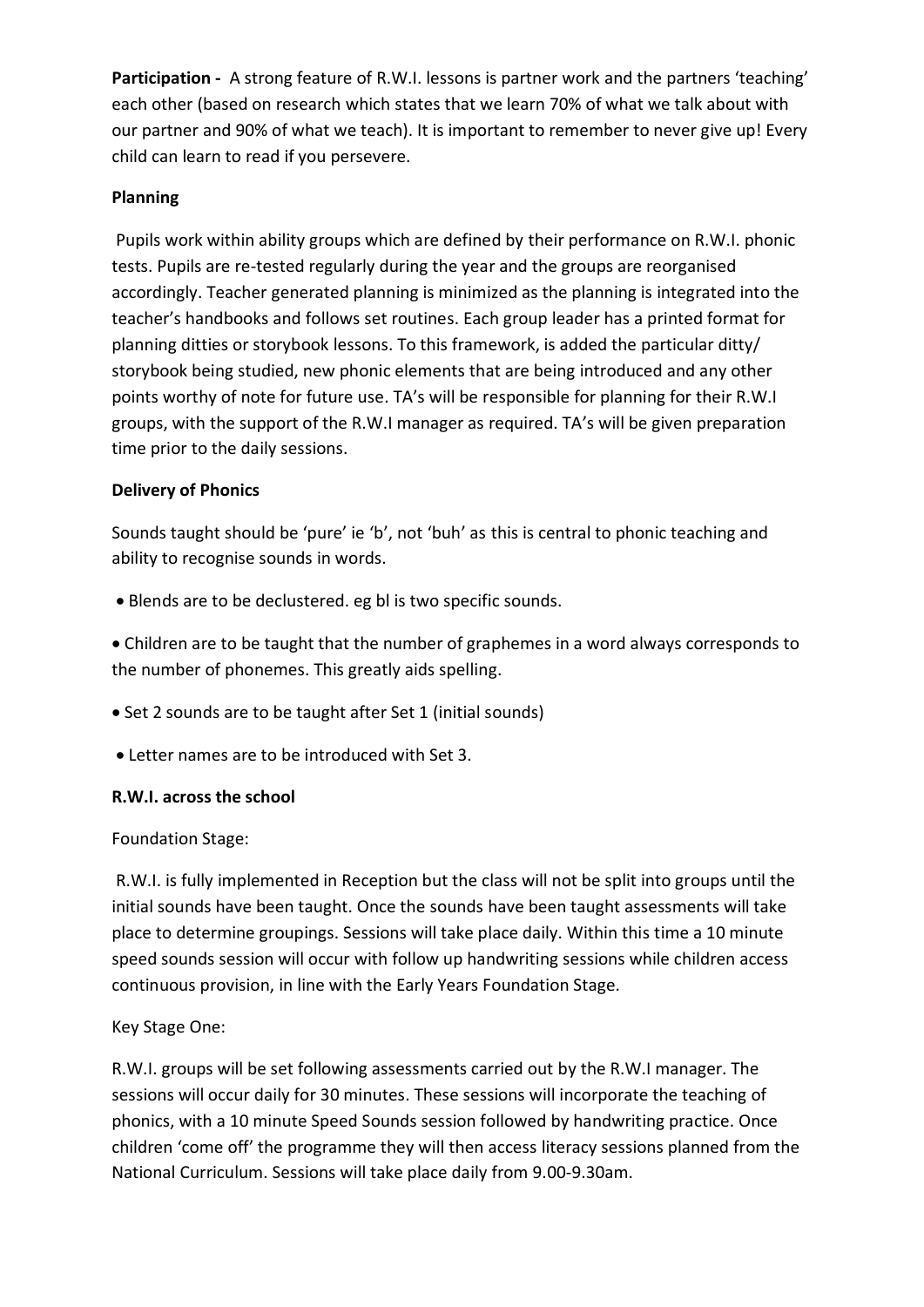**Participation -** A strong feature of R.W.I. lessons is partner work and the partners 'teaching' each other (based on research which states that we learn 70% of what we talk about with our partner and 90% of what we teach). It is important to remember to never give up! Every child can learn to read if you persevere.

**Planning**

Pupils work within ability groups which are defined by their performance on R.W.I. phonic tests. Pupils are re-tested regularly during the year and the groups are reorganised accordingly. Teacher generated planning is minimized as the planning is integrated into the teacher's handbooks and follows set routines. Each group leader has a printed format for planning ditties or storybook lessons. To this framework, is added the particular ditty/ storybook being studied, new phonic elements that are being introduced and any other points worthy of note for future use. TA's will be responsible for planning for their R.W.I groups, with the support of the R.W.I manager as required. TA's will be given preparation time prior to the daily sessions.

**Delivery of Phonics**

Sounds taught should be 'pure' ie 'b', not 'buh' as this is central to phonic teaching and ability to recognise sounds in words.

- Blends are to be declustered. eg bl is two specific sounds.
- Children are to be taught that the number of graphemes in a word always corresponds to the number of phonemes. This greatly aids spelling.
- Set 2 sounds are to be taught after Set 1 (initial sounds)
- Letter names are to be introduced with Set 3.

**R.W.I. across the school**

Foundation Stage:

R.W.I. is fully implemented in Reception but the class will not be split into groups until the initial sounds have been taught. Once the sounds have been taught assessments will take place to determine groupings. Sessions will take place daily. Within this time a 10 minute speed sounds session will occur with follow up handwriting sessions while children access continuous provision, in line with the Early Years Foundation Stage.

Key Stage One:

R.W.I. groups will be set following assessments carried out by the R.W.I manager. The sessions will occur daily for 30 minutes. These sessions will incorporate the teaching of phonics, with a 10 minute Speed Sounds session followed by handwriting practice. Once children 'come off' the programme they will then access literacy sessions planned from the National Curriculum. Sessions will take place daily from 9.00-9.30am.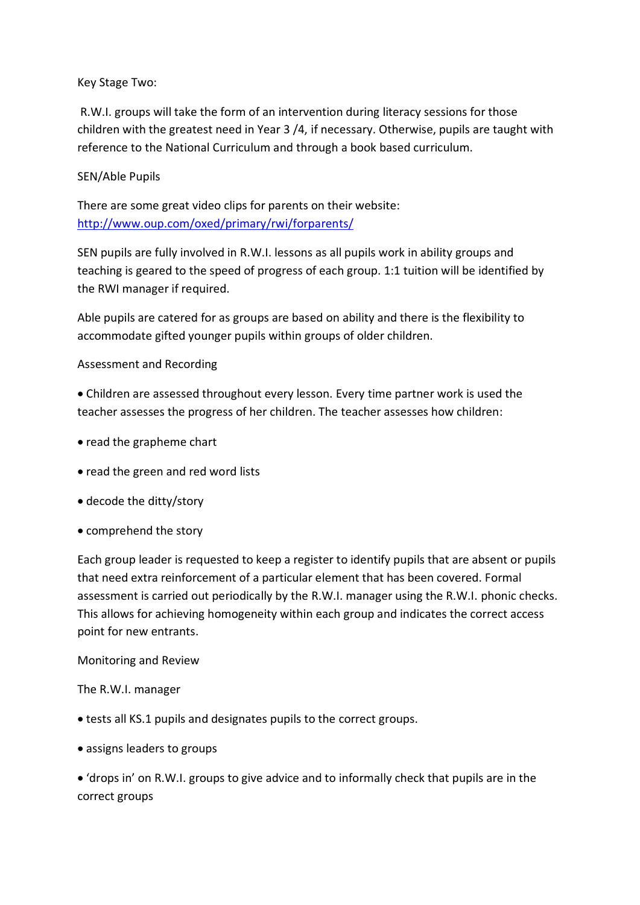Key Stage Two:

R.W.I. groups will take the form of an intervention during literacy sessions for those children with the greatest need in Year 3 /4, if necessary. Otherwise, pupils are taught with reference to the National Curriculum and through a book based curriculum.

SEN/Able Pupils

There are some great video clips for parents on their website: [http://www.oup.com/oxed/primary/rwi/forparents/](http://www.oup.com/oxed/primary/rwi/forparents/)

SEN pupils are fully involved in R.W.I. lessons as all pupils work in ability groups and teaching is geared to the speed of progress of each group. 1:1 tuition will be identified by the RWI manager if required.

Able pupils are catered for as groups are based on ability and there is the flexibility to accommodate gifted younger pupils within groups of older children.

Assessment and Recording

- Children are assessed throughout every lesson. Every time partner work is used the teacher assesses the progress of her children. The teacher assesses how children:
- read the grapheme chart
- read the green and red word lists
- decode the ditty/story
- comprehend the story

Each group leader is requested to keep a register to identify pupils that are absent or pupils that need extra reinforcement of a particular element that has been covered. Formal assessment is carried out periodically by the R.W.I. manager using the R.W.I. phonic checks. This allows for achieving homogeneity within each group and indicates the correct access point for new entrants.

Monitoring and Review

The R.W.I. manager

- tests all KS.1 pupils and designates pupils to the correct groups.
- assigns leaders to groups
- 'drops in' on R.W.I. groups to give advice and to informally check that pupils are in the correct groups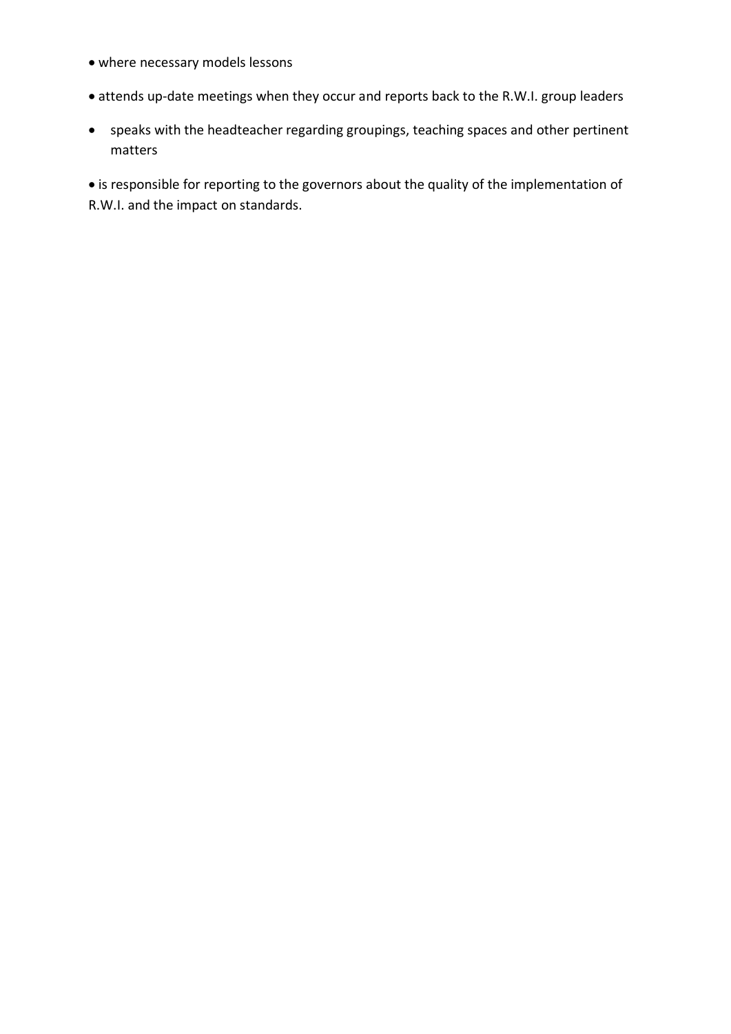- where necessary models lessons
- attends up-date meetings when they occur and reports back to the R.W.I. group leaders
- speaks with the headteacher regarding groupings, teaching spaces and other pertinent matters
- is responsible for reporting to the governors about the quality of the implementation of R.W.I. and the impact on standards.